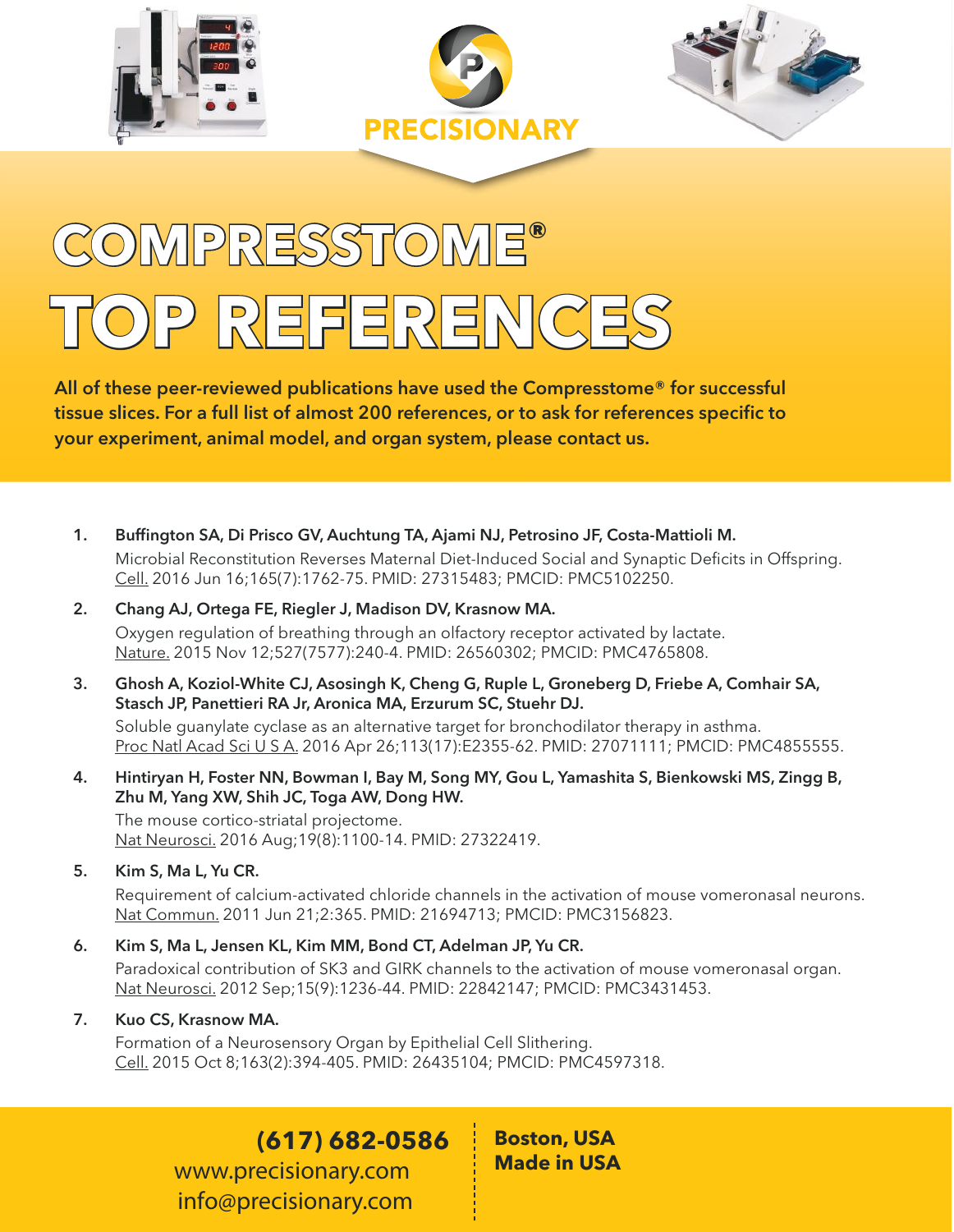PRECISIONARY

# COMPRESSTOME®
# TOP REFERENCES

**All of these peer-reviewed publications have used the Compresstome® for successful tissue slices. For a full list of almost 200 references, or to ask for references specific to your experiment, animal model, and organ system, please contact us.**

1. **Buffington SA, Di Prisco GV, Auchtung TA, Ajami NJ, Petrosino JF, Costa-Mattioli M.**
   Microbial Reconstitution Reverses Maternal Diet-Induced Social and Synaptic Deficits in Offspring. Cell. 2016 Jun 16;165(7):1762-75. PMID: 27315483; PMCID: PMC5102250.

2. **Chang AJ, Ortega FE, Riegler J, Madison DV, Krasnow MA.**
   Oxygen regulation of breathing through an olfactory receptor activated by lactate. Nature. 2015 Nov 12;527(7577):240-4. PMID: 26560302; PMCID: PMC4765808.

3. **Ghosh A, Koziol-White CJ, Asosingh K, Cheng G, Ruple L, Groneberg D, Friebe A, Comhair SA, Stasch JP, Panettieri RA Jr, Aronica MA, Erzurum SC, Stuehr DJ.**
   Soluble guanylate cyclase as an alternative target for bronchodilator therapy in asthma. Proc Natl Acad Sci U S A. 2016 Apr 26;113(17):E2355-62. PMID: 27071111; PMCID: PMC4855555.

4. **Hintiryan H, Foster NN, Bowman I, Bay M, Song MY, Gou L, Yamashita S, Bienkowski MS, Zingg B, Zhu M, Yang XW, Shih JC, Toga AW, Dong HW.**
   The mouse cortico-striatal projectome. Nat Neurosci. 2016 Aug;19(8):1100-14. PMID: 27322419.

5. **Kim S, Ma L, Yu CR.**
   Requirement of calcium-activated chloride channels in the activation of mouse vomeronasal neurons. Nat Commun. 2011 Jun 21;2:365. PMID: 21694713; PMCID: PMC3156823.

6. **Kim S, Ma L, Jensen KL, Kim MM, Bond CT, Adelman JP, Yu CR.**
   Paradoxical contribution of SK3 and GIRK channels to the activation of mouse vomeronasal organ. Nat Neurosci. 2012 Sep;15(9):1236-44. PMID: 22842147; PMCID: PMC3431453.

7. **Kuo CS, Krasnow MA.**
   Formation of a Neurosensory Organ by Epithelial Cell Slithering. Cell. 2015 Oct 8;163(2):394-405. PMID: 26435104; PMCID: PMC4597318.

**(617) 682-0586**
www.precisionary.com
info@precisionary.com

**Boston, USA**
**Made in USA**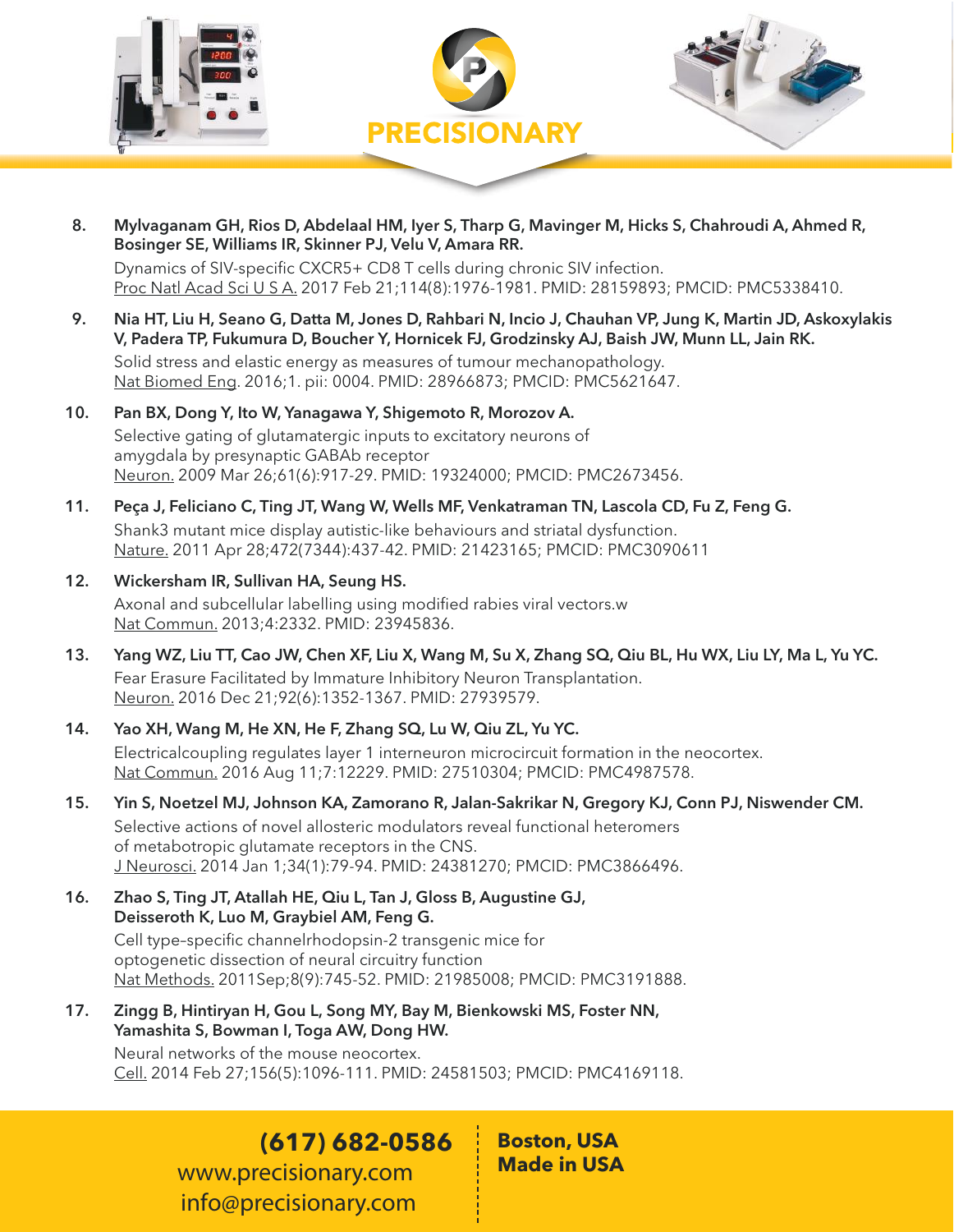PRECISIONARY

8. **Mylvaganam GH, Rios D, Abdelaal HM, Iyer S, Tharp G, Mavinger M, Hicks S, Chahroudi A, Ahmed R, Bosinger SE, Williams IR, Skinner PJ, Velu V, Amara RR.**
   Dynamics of SIV-specific CXCR5+ CD8 T cells during chronic SIV infection.
   Proc Natl Acad Sci U S A. 2017 Feb 21;114(8):1976-1981. PMID: 28159893; PMCID: PMC5338410.

9. **Nia HT, Liu H, Seano G, Datta M, Jones D, Rahbari N, Incio J, Chauhan VP, Jung K, Martin JD, Askoxylakis V, Padera TP, Fukumura D, Boucher Y, Hornicek FJ, Grodzinsky AJ, Baish JW, Munn LL, Jain RK.**
   Solid stress and elastic energy as measures of tumour mechanopathology.
   Nat Biomed Eng. 2016;1. pii: 0004. PMID: 28966873; PMCID: PMC5621647.

10. **Pan BX, Dong Y, Ito W, Yanagawa Y, Shigemoto R, Morozov A.**
    Selective gating of glutamatergic inputs to excitatory neurons of amygdala by presynaptic GABAb receptor
    Neuron. 2009 Mar 26;61(6):917-29. PMID: 19324000; PMCID: PMC2673456.

11. **Peça J, Feliciano C, Ting JT, Wang W, Wells MF, Venkatraman TN, Lascola CD, Fu Z, Feng G.**
    Shank3 mutant mice display autistic-like behaviours and striatal dysfunction.
    Nature. 2011 Apr 28;472(7344):437-42. PMID: 21423165; PMCID: PMC3090611

12. **Wickersham IR, Sullivan HA, Seung HS.**
    Axonal and subcellular labelling using modified rabies viral vectors.w
    Nat Commun. 2013;4:2332. PMID: 23945836.

13. **Yang WZ, Liu TT, Cao JW, Chen XF, Liu X, Wang M, Su X, Zhang SQ, Qiu BL, Hu WX, Liu LY, Ma L, Yu YC.**
    Fear Erasure Facilitated by Immature Inhibitory Neuron Transplantation.
    Neuron. 2016 Dec 21;92(6):1352-1367. PMID: 27939579.

14. **Yao XH, Wang M, He XN, He F, Zhang SQ, Lu W, Qiu ZL, Yu YC.**
    Electricalcoupling regulates layer 1 interneuron microcircuit formation in the neocortex.
    Nat Commun. 2016 Aug 11;7:12229. PMID: 27510304; PMCID: PMC4987578.

15. **Yin S, Noetzel MJ, Johnson KA, Zamorano R, Jalan-Sakrikar N, Gregory KJ, Conn PJ, Niswender CM.**
    Selective actions of novel allosteric modulators reveal functional heteromers of metabotropic glutamate receptors in the CNS.
    J Neurosci. 2014 Jan 1;34(1):79-94. PMID: 24381270; PMCID: PMC3866496.

16. **Zhao S, Ting JT, Atallah HE, Qiu L, Tan J, Gloss B, Augustine GJ, Deisseroth K, Luo M, Graybiel AM, Feng G.**
    Cell type–specific channelrhodopsin-2 transgenic mice for optogenetic dissection of neural circuitry function
    Nat Methods. 2011Sep;8(9):745-52. PMID: 21985008; PMCID: PMC3191888.

17. **Zingg B, Hintiryan H, Gou L, Song MY, Bay M, Bienkowski MS, Foster NN, Yamashita S, Bowman I, Toga AW, Dong HW.**
    Neural networks of the mouse neocortex.
    Cell. 2014 Feb 27;156(5):1096-111. PMID: 24581503; PMCID: PMC4169118.

**(617) 682-0586**
www.precisionary.com
info@precisionary.com

**Boston, USA**
**Made in USA**